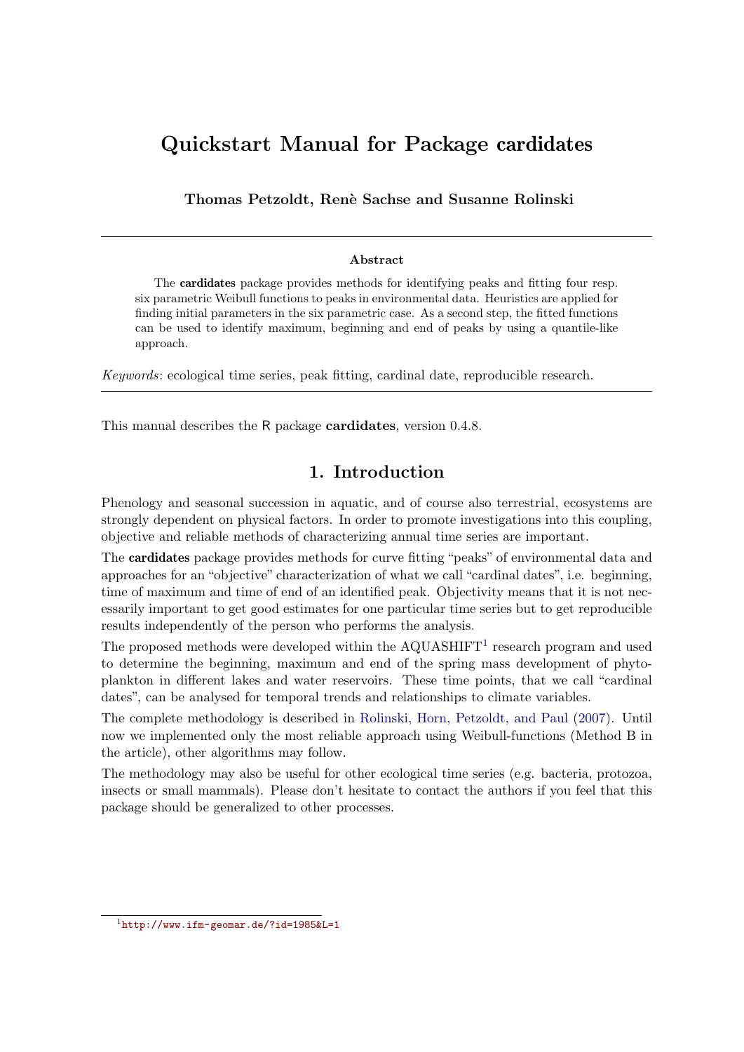# Quickstart Manual for Package cardidates

**Thomas Petzoldt, Renè Sachse and Susanne Rolinski**

---

**Abstract**

The **cardidates** package provides methods for identifying peaks and fitting four resp. six parametric Weibull functions to peaks in environmental data. Heuristics are applied for finding initial parameters in the six parametric case. As a second step, the fitted functions can be used to identify maximum, beginning and end of peaks by using a quantile-like approach.

*Keywords*: ecological time series, peak fitting, cardinal date, reproducible research.

---

This manual describes the R package **cardidates**, version 0.4.8.

## 1. Introduction

Phenology and seasonal succession in aquatic, and of course also terrestrial, ecosystems are strongly dependent on physical factors. In order to promote investigations into this coupling, objective and reliable methods of characterizing annual time series are important.

The **cardidates** package provides methods for curve fitting "peaks" of environmental data and approaches for an "objective" characterization of what we call "cardinal dates", i.e. beginning, time of maximum and time of end of an identified peak. Objectivity means that it is not necessarily important to get good estimates for one particular time series but to get reproducible results independently of the person who performs the analysis.

The proposed methods were developed within the AQUASHIFT[1] research program and used to determine the beginning, maximum and end of the spring mass development of phytoplankton in different lakes and water reservoirs. These time points, that we call "cardinal dates", can be analysed for temporal trends and relationships to climate variables.

The complete methodology is described in Rolinski, Horn, Petzoldt, and Paul (2007). Until now we implemented only the most reliable approach using Weibull-functions (Method B in the article), other algorithms may follow.

The methodology may also be useful for other ecological time series (e.g. bacteria, protozoa, insects or small mammals). Please don't hesitate to contact the authors if you feel that this package should be generalized to other processes.

---

[1] http://www.ifm-geomar.de/?id=1985&L=1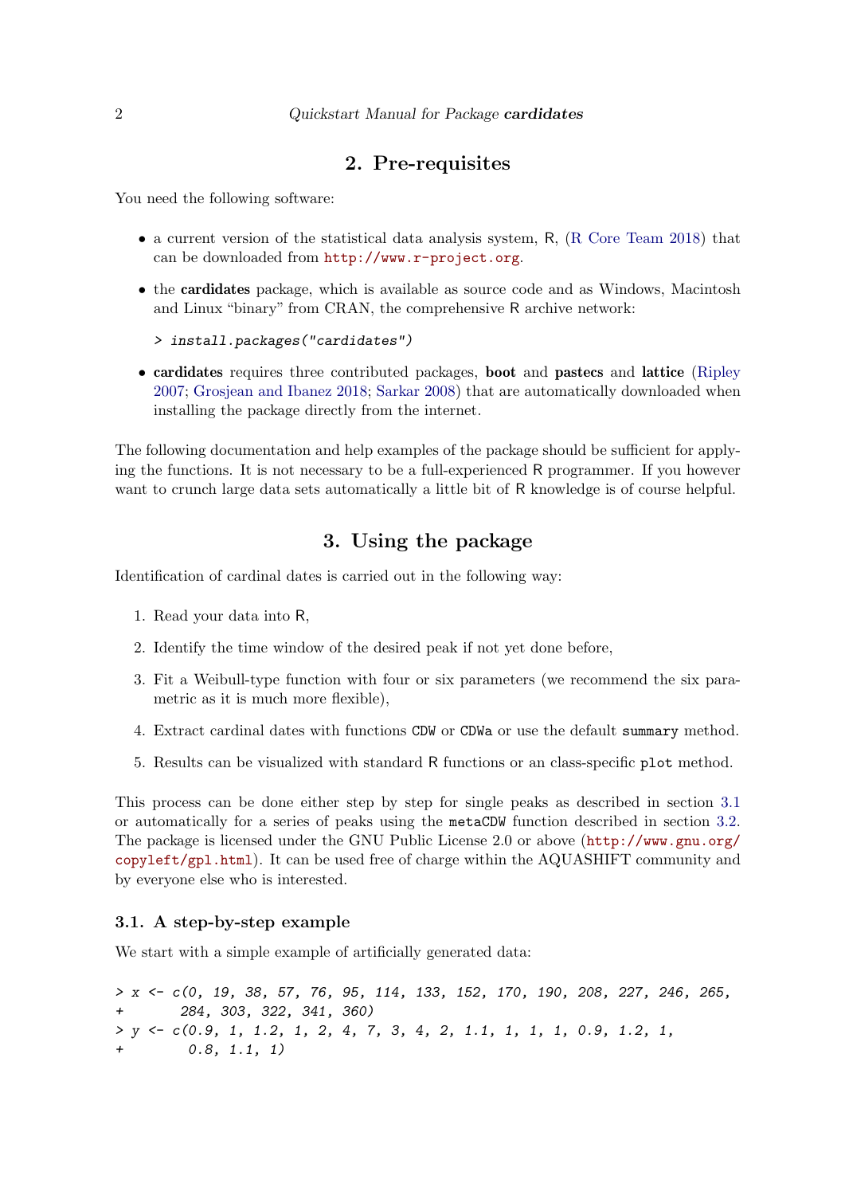## 2. Pre-requisites

You need the following software:

- a current version of the statistical data analysis system, R, (R Core Team 2018) that can be downloaded from http://www.r-project.org.
- the **cardidates** package, which is available as source code and as Windows, Macintosh and Linux "binary" from CRAN, the comprehensive R archive network:

```
> install.packages("cardidates")
```

- **cardidates** requires three contributed packages, **boot** and **pastecs** and **lattice** (Ripley 2007; Grosjean and Ibanez 2018; Sarkar 2008) that are automatically downloaded when installing the package directly from the internet.

The following documentation and help examples of the package should be sufficient for applying the functions. It is not necessary to be a full-experienced R programmer. If you however want to crunch large data sets automatically a little bit of R knowledge is of course helpful.

## 3. Using the package

Identification of cardinal dates is carried out in the following way:

1. Read your data into R,
2. Identify the time window of the desired peak if not yet done before,
3. Fit a Weibull-type function with four or six parameters (we recommend the six parametric as it is much more flexible),
4. Extract cardinal dates with functions `CDW` or `CDWa` or use the default `summary` method.
5. Results can be visualized with standard R functions or an class-specific `plot` method.

This process can be done either step by step for single peaks as described in section 3.1 or automatically for a series of peaks using the `metaCDW` function described in section 3.2. The package is licensed under the GNU Public License 2.0 or above (http://www.gnu.org/copyleft/gpl.html). It can be used free of charge within the AQUASHIFT community and by everyone else who is interested.

### 3.1. A step-by-step example

We start with a simple example of artificially generated data:

```
> x <- c(0, 19, 38, 57, 76, 95, 114, 133, 152, 170, 190, 208, 227, 246, 265,
+        284, 303, 322, 341, 360)
> y <- c(0.9, 1, 1.2, 1, 2, 4, 7, 3, 4, 2, 1.1, 1, 1, 1, 0.9, 1.2, 1,
+         0.8, 1.1, 1)
```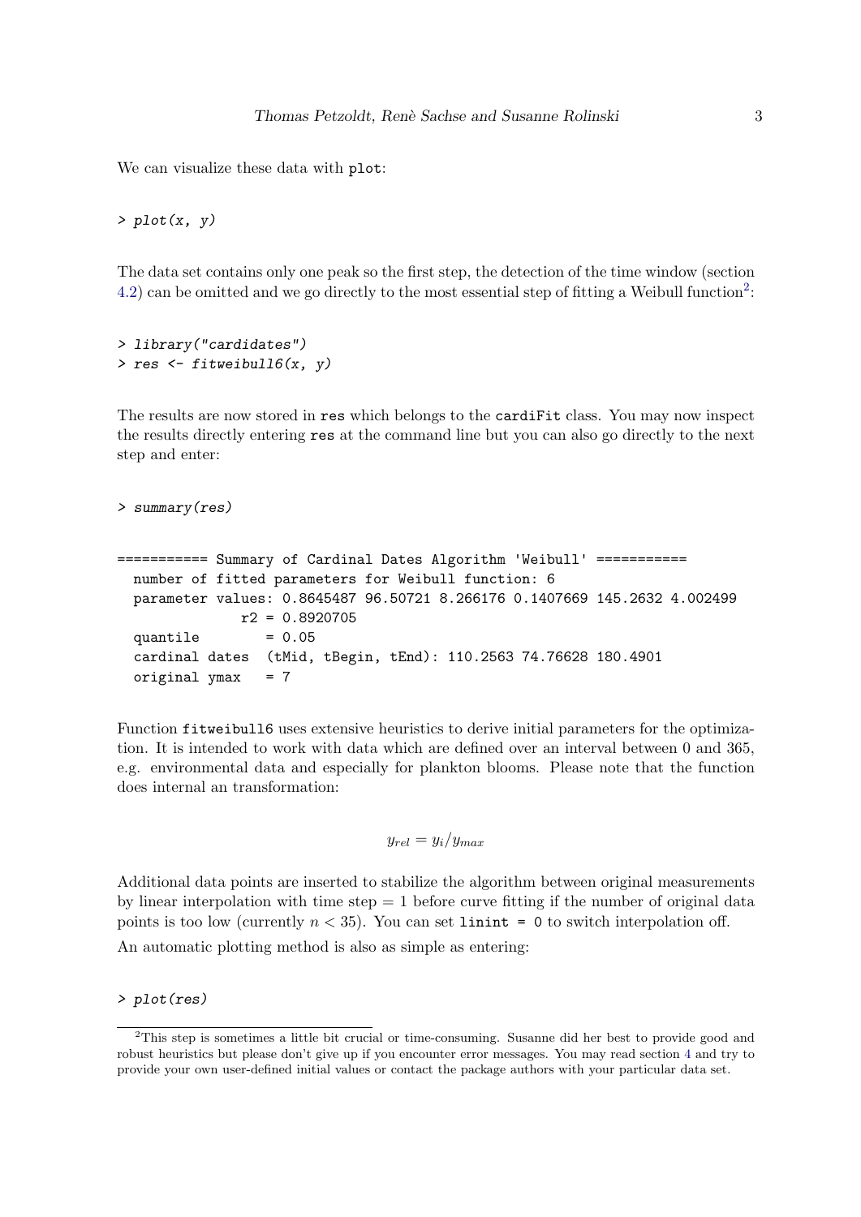We can visualize these data with `plot`:

```
> plot(x, y)
```

The data set contains only one peak so the first step, the detection of the time window (section 4.2) can be omitted and we go directly to the most essential step of fitting a Weibull function[2]:

```
> library("cardidates")
> res <- fitweibull6(x, y)
```

The results are now stored in `res` which belongs to the `cardiFit` class. You may now inspect the results directly entering `res` at the command line but you can also go directly to the next step and enter:

```
> summary(res)
```

```
=========== Summary of Cardinal Dates Algorithm 'Weibull' ===========
  number of fitted parameters for Weibull function: 6
  parameter values: 0.8645487 96.50721 8.266176 0.1407669 145.2632 4.002499
               r2 = 0.8920705
  quantile        = 0.05
  cardinal dates  (tMid, tBegin, tEnd): 110.2563 74.76628 180.4901
  original ymax   = 7
```

Function `fitweibull6` uses extensive heuristics to derive initial parameters for the optimization. It is intended to work with data which are defined over an interval between 0 and 365, e.g. environmental data and especially for plankton blooms. Please note that the function does internal an transformation:

$$y_{rel} = y_i / y_{max}$$

Additional data points are inserted to stabilize the algorithm between original measurements by linear interpolation with time step = 1 before curve fitting if the number of original data points is too low (currently $n < 35$). You can set `linint = 0` to switch interpolation off.

An automatic plotting method is also as simple as entering:

```
> plot(res)
```

[2]This step is sometimes a little bit crucial or time-consuming. Susanne did her best to provide good and robust heuristics but please don't give up if you encounter error messages. You may read section 4 and try to provide your own user-defined initial values or contact the package authors with your particular data set.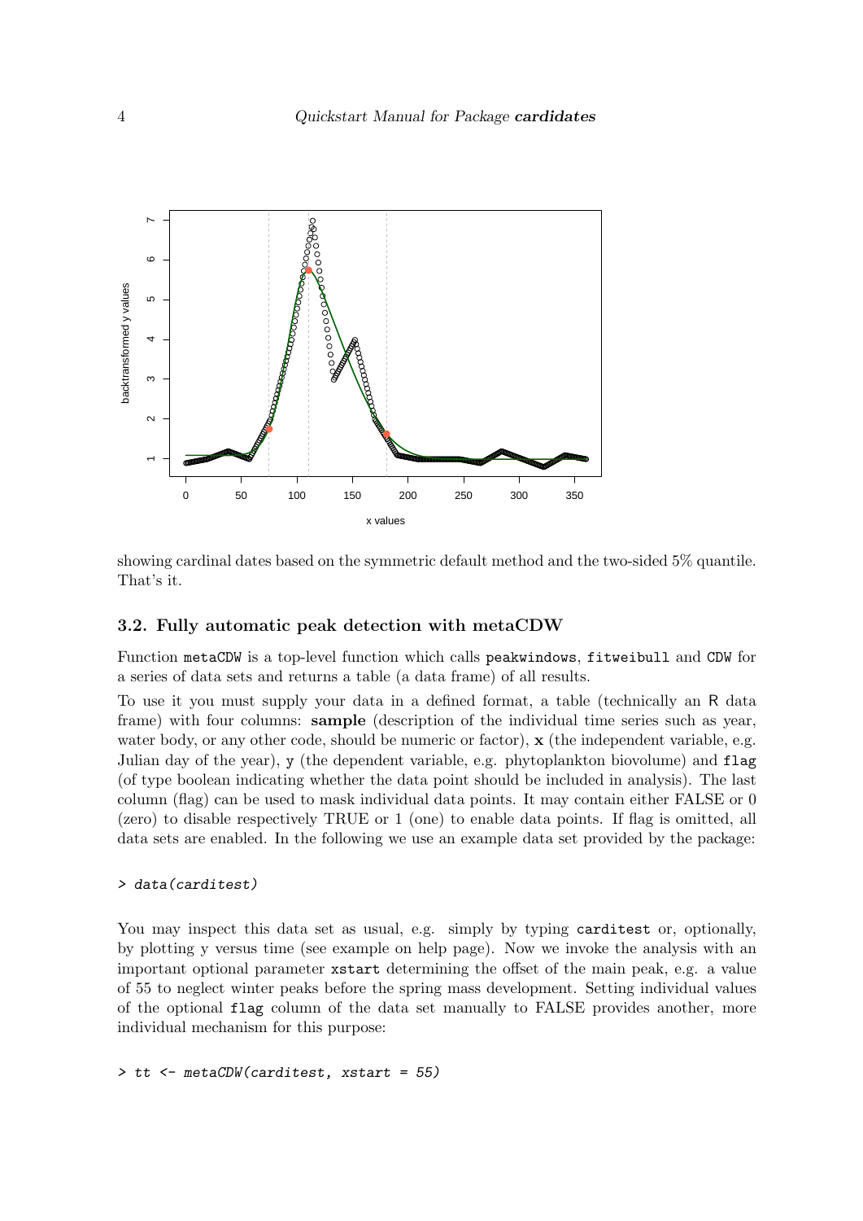showing cardinal dates based on the symmetric default method and the two-sided 5% quantile. That's it.

### 3.2. Fully automatic peak detection with metaCDW

Function `metaCDW` is a top-level function which calls `peakwindows`, `fitweibull` and `CDW` for a series of data sets and returns a table (a data frame) of all results.

To use it you must supply your data in a defined format, a table (technically an R data frame) with four columns: **sample** (description of the individual time series such as year, water body, or any other code, should be numeric or factor), **x** (the independent variable, e.g. Julian day of the year), `y` (the dependent variable, e.g. phytoplankton biovolume) and `flag` (of type boolean indicating whether the data point should be included in analysis). The last column (flag) can be used to mask individual data points. It may contain either FALSE or 0 (zero) to disable respectively TRUE or 1 (one) to enable data points. If flag is omitted, all data sets are enabled. In the following we use an example data set provided by the package:

```
> data(carditest)
```

You may inspect this data set as usual, e.g. simply by typing `carditest` or, optionally, by plotting y versus time (see example on help page). Now we invoke the analysis with an important optional parameter `xstart` determining the offset of the main peak, e.g. a value of 55 to neglect winter peaks before the spring mass development. Setting individual values of the optional `flag` column of the data set manually to FALSE provides another, more individual mechanism for this purpose:

```
> tt <- metaCDW(carditest, xstart = 55)
```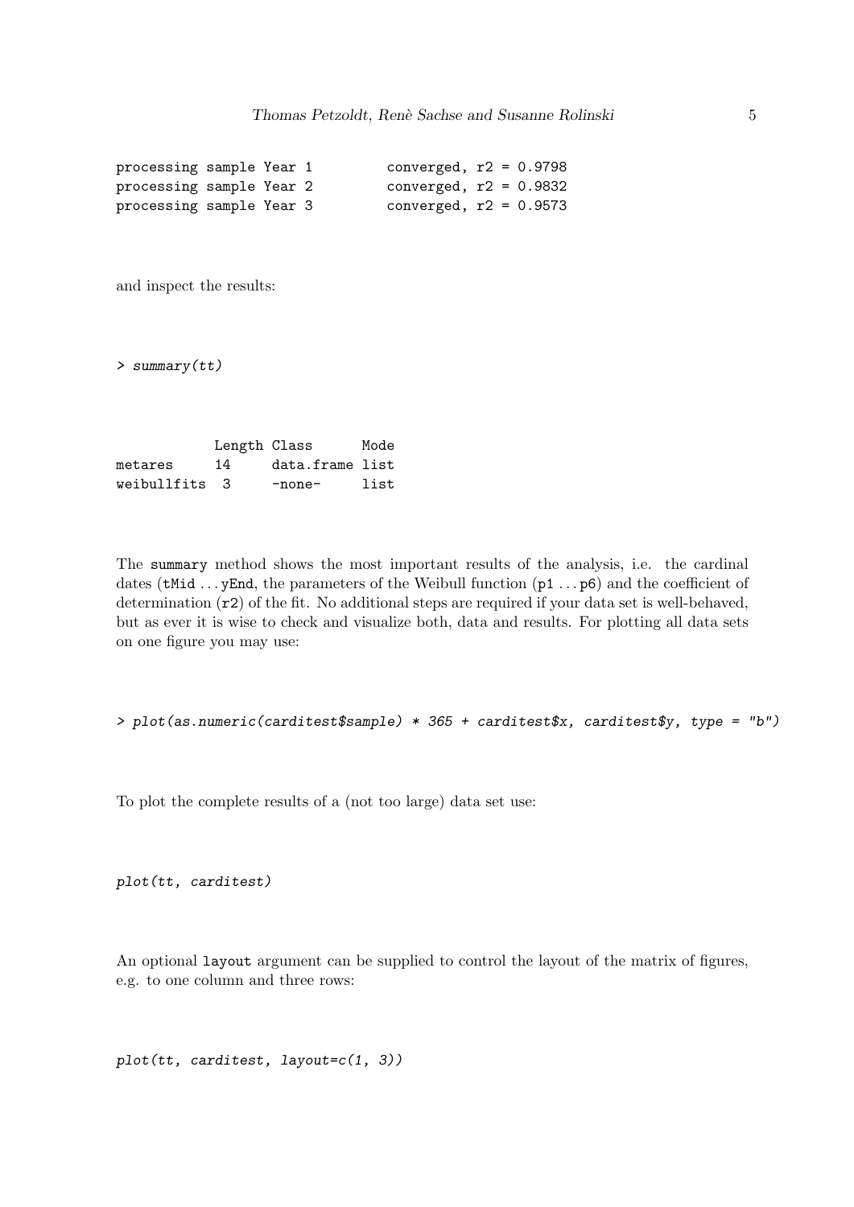```
processing sample Year 1         converged, r2 = 0.9798
processing sample Year 2         converged, r2 = 0.9832
processing sample Year 3         converged, r2 = 0.9573
```

and inspect the results:

```
> summary(tt)
```

```
            Length Class      Mode
metares     14     data.frame list
weibullfits  3     -none-     list
```

The `summary` method shows the most important results of the analysis, i.e. the cardinal dates (`tMid` ... `yEnd`, the parameters of the Weibull function (`p1` ... `p6`) and the coefficient of determination (`r2`) of the fit. No additional steps are required if your data set is well-behaved, but as ever it is wise to check and visualize both, data and results. For plotting all data sets on one figure you may use:

```
> plot(as.numeric(carditest$sample) * 365 + carditest$x, carditest$y, type = "b")
```

To plot the complete results of a (not too large) data set use:

```
plot(tt, carditest)
```

An optional `layout` argument can be supplied to control the layout of the matrix of figures, e.g. to one column and three rows:

```
plot(tt, carditest, layout=c(1, 3))
```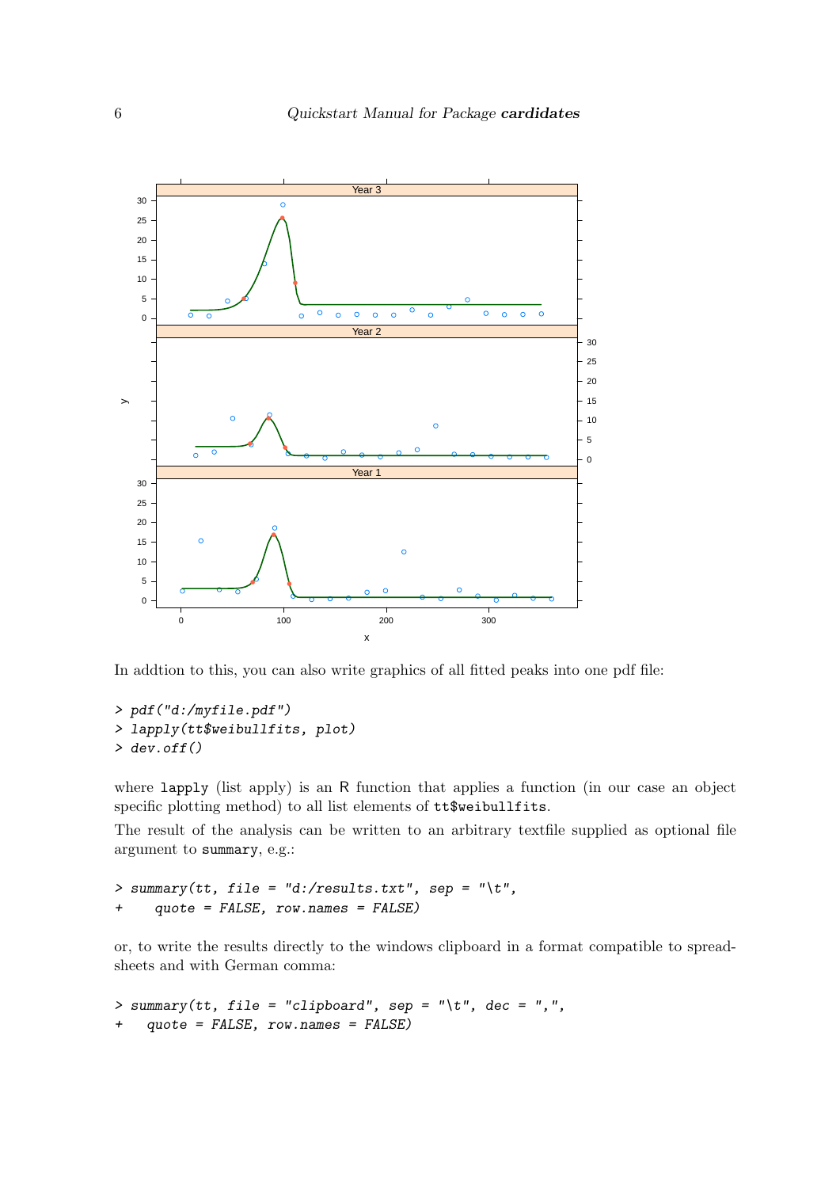In addtion to this, you can also write graphics of all fitted peaks into one pdf file:

```
> pdf("d:/myfile.pdf")
> lapply(tt$weibullfits, plot)
> dev.off()
```

where `lapply` (list apply) is an R function that applies a function (in our case an object specific plotting method) to all list elements of `tt$weibullfits`.

The result of the analysis can be written to an arbitrary textfile supplied as optional file argument to `summary`, e.g.:

```
> summary(tt, file = "d:/results.txt", sep = "\t",
+     quote = FALSE, row.names = FALSE)
```

or, to write the results directly to the windows clipboard in a format compatible to spreadsheets and with German comma:

```
> summary(tt, file = "clipboard", sep = "\t", dec = ",",
+   quote = FALSE, row.names = FALSE)
```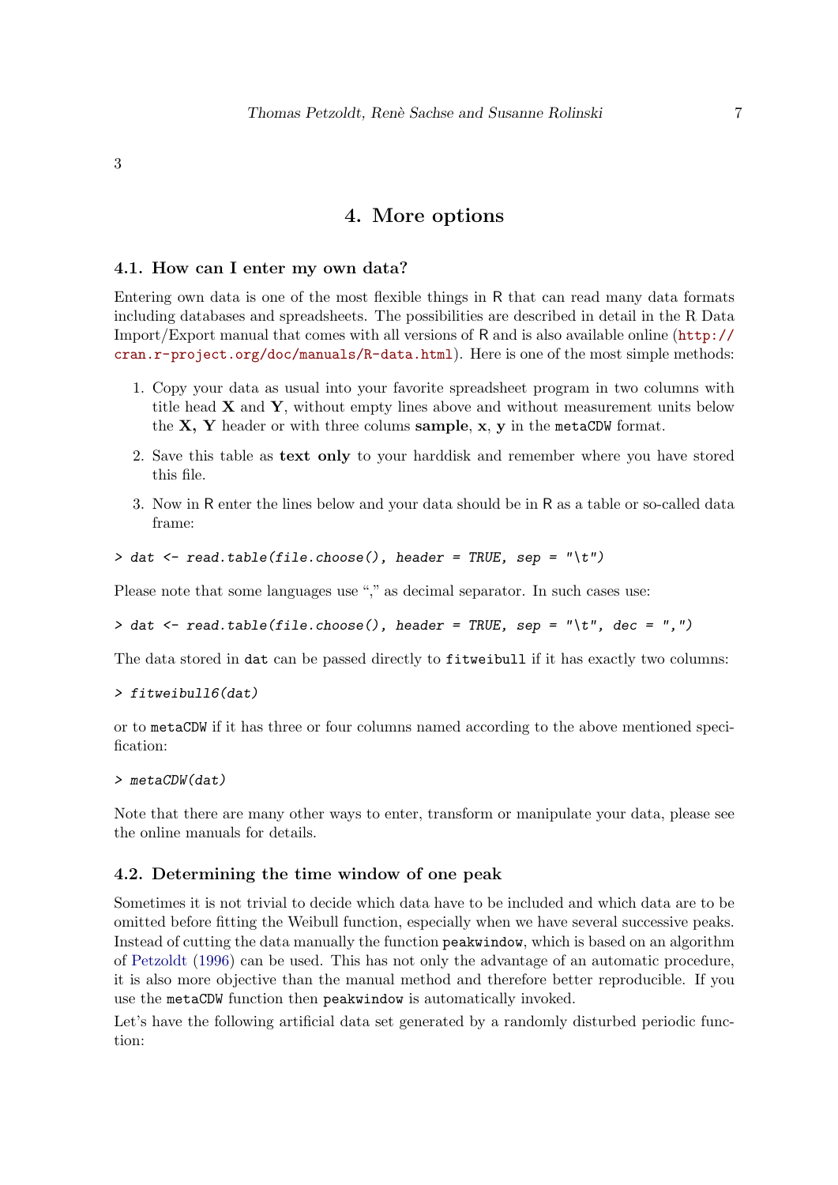3

# 4. More options

## 4.1. How can I enter my own data?

Entering own data is one of the most flexible things in R that can read many data formats including databases and spreadsheets. The possibilities are described in detail in the R Data Import/Export manual that comes with all versions of R and is also available online (http://cran.r-project.org/doc/manuals/R-data.html). Here is one of the most simple methods:

1. Copy your data as usual into your favorite spreadsheet program in two columns with title head **X** and **Y**, without empty lines above and without measurement units below the **X, Y** header or with three colums **sample**, **x**, **y** in the `metaCDW` format.
2. Save this table as **text only** to your harddisk and remember where you have stored this file.
3. Now in R enter the lines below and your data should be in R as a table or so-called data frame:

```
> dat <- read.table(file.choose(), header = TRUE, sep = "\t")
```

Please note that some languages use "," as decimal separator. In such cases use:

```
> dat <- read.table(file.choose(), header = TRUE, sep = "\t", dec = ",")
```

The data stored in `dat` can be passed directly to `fitweibull` if it has exactly two columns:

```
> fitweibull6(dat)
```

or to `metaCDW` if it has three or four columns named according to the above mentioned specification:

```
> metaCDW(dat)
```

Note that there are many other ways to enter, transform or manipulate your data, please see the online manuals for details.

## 4.2. Determining the time window of one peak

Sometimes it is not trivial to decide which data have to be included and which data are to be omitted before fitting the Weibull function, especially when we have several successive peaks. Instead of cutting the data manually the function `peakwindow`, which is based on an algorithm of Petzoldt (1996) can be used. This has not only the advantage of an automatic procedure, it is also more objective than the manual method and therefore better reproducible. If you use the `metaCDW` function then `peakwindow` is automatically invoked.

Let's have the following artificial data set generated by a randomly disturbed periodic function: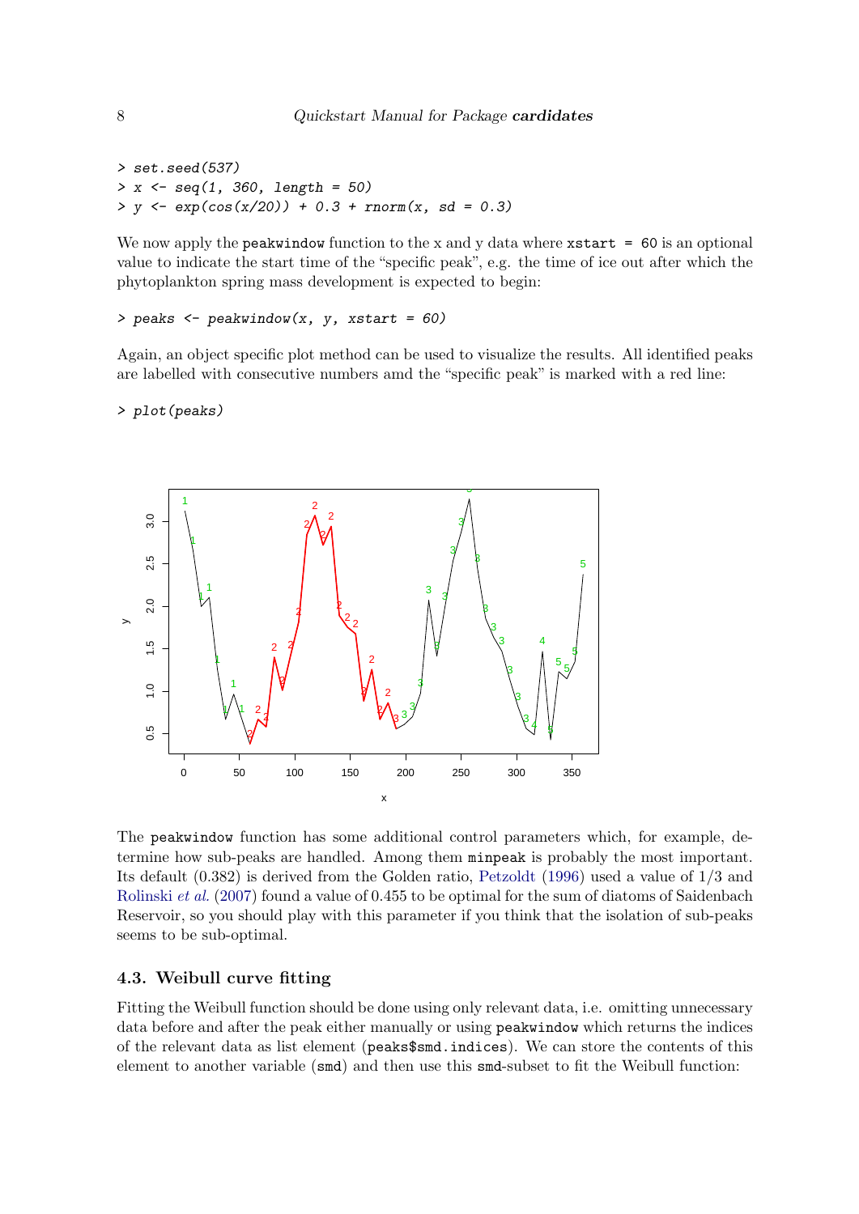```
> set.seed(537)
> x <- seq(1, 360, length = 50)
> y <- exp(cos(x/20)) + 0.3 + rnorm(x, sd = 0.3)
```

We now apply the `peakwindow` function to the x and y data where `xstart = 60` is an optional value to indicate the start time of the "specific peak", e.g. the time of ice out after which the phytoplankton spring mass development is expected to begin:

```
> peaks <- peakwindow(x, y, xstart = 60)
```

Again, an object specific plot method can be used to visualize the results. All identified peaks are labelled with consecutive numbers amd the "specific peak" is marked with a red line:

```
> plot(peaks)
```

The `peakwindow` function has some additional control parameters which, for example, determine how sub-peaks are handled. Among them `minpeak` is probably the most important. Its default (0.382) is derived from the Golden ratio, Petzoldt (1996) used a value of 1/3 and Rolinski *et al.* (2007) found a value of 0.455 to be optimal for the sum of diatoms of Saidenbach Reservoir, so you should play with this parameter if you think that the isolation of sub-peaks seems to be sub-optimal.

### 4.3. Weibull curve fitting

Fitting the Weibull function should be done using only relevant data, i.e. omitting unnecessary data before and after the peak either manually or using `peakwindow` which returns the indices of the relevant data as list element (`peaks$smd.indices`). We can store the contents of this element to another variable (`smd`) and then use this `smd`-subset to fit the Weibull function: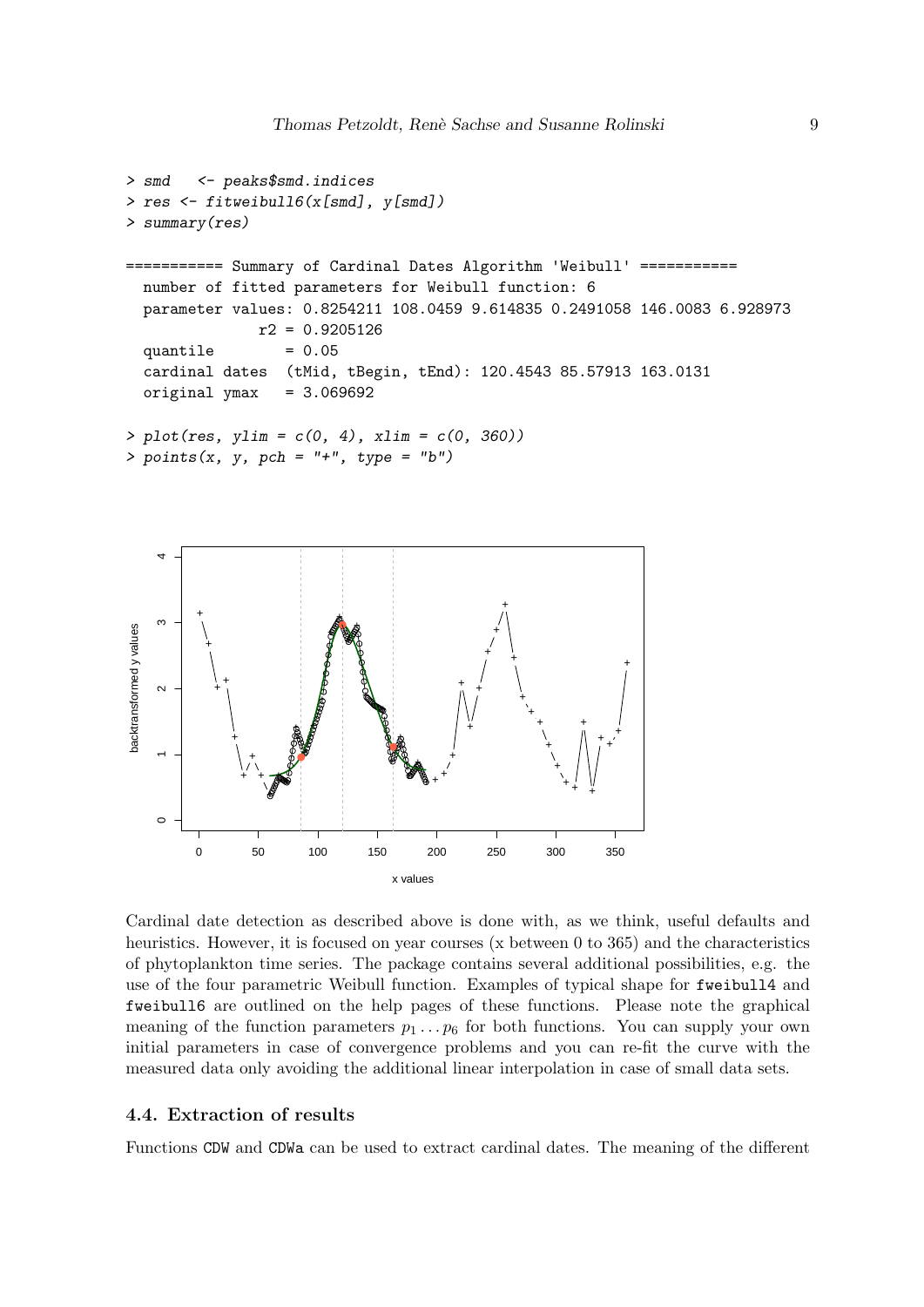```
> smd   <- peaks$smd.indices
> res <- fitweibull6(x[smd], y[smd])
> summary(res)

=========== Summary of Cardinal Dates Algorithm 'Weibull' ===========
  number of fitted parameters for Weibull function: 6
  parameter values: 0.8254211 108.0459 9.614835 0.2491058 146.0083 6.928973
               r2 = 0.9205126
  quantile        = 0.05
  cardinal dates  (tMid, tBegin, tEnd): 120.4543 85.57913 163.0131
  original ymax   = 3.069692

> plot(res, ylim = c(0, 4), xlim = c(0, 360))
> points(x, y, pch = "+", type = "b")
```

Cardinal date detection as described above is done with, as we think, useful defaults and heuristics. However, it is focused on year courses (x between 0 to 365) and the characteristics of phytoplankton time series. The package contains several additional possibilities, e.g. the use of the four parametric Weibull function. Examples of typical shape for `fweibull4` and `fweibull6` are outlined on the help pages of these functions. Please note the graphical meaning of the function parameters $p_1 \ldots p_6$ for both functions. You can supply your own initial parameters in case of convergence problems and you can re-fit the curve with the measured data only avoiding the additional linear interpolation in case of small data sets.

### 4.4. Extraction of results

Functions `CDW` and `CDWa` can be used to extract cardinal dates. The meaning of the different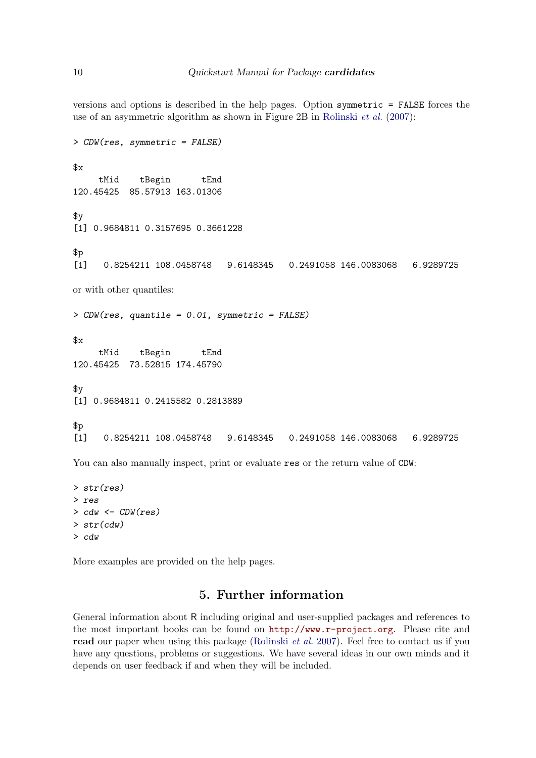versions and options is described in the help pages. Option `symmetric = FALSE` forces the use of an asymmetric algorithm as shown in Figure 2B in Rolinski *et al.* (2007):

```
> CDW(res, symmetric = FALSE)

$x
     tMid    tBegin      tEnd
120.45425  85.57913 163.01306

$y
[1] 0.9684811 0.3157695 0.3661228

$p
[1]   0.8254211 108.0458748   9.6148345   0.2491058 146.0083068   6.9289725
```

or with other quantiles:

```
> CDW(res, quantile = 0.01, symmetric = FALSE)

$x
     tMid    tBegin      tEnd
120.45425  73.52815 174.45790

$y
[1] 0.9684811 0.2415582 0.2813889

$p
[1]   0.8254211 108.0458748   9.6148345   0.2491058 146.0083068   6.9289725
```

You can also manually inspect, print or evaluate `res` or the return value of `CDW`:

```
> str(res)
> res
> cdw <- CDW(res)
> str(cdw)
> cdw
```

More examples are provided on the help pages.

## 5. Further information

General information about R including original and user-supplied packages and references to the most important books can be found on http://www.r-project.org. Please cite and **read** our paper when using this package (Rolinski *et al.* 2007). Feel free to contact us if you have any questions, problems or suggestions. We have several ideas in our own minds and it depends on user feedback if and when they will be included.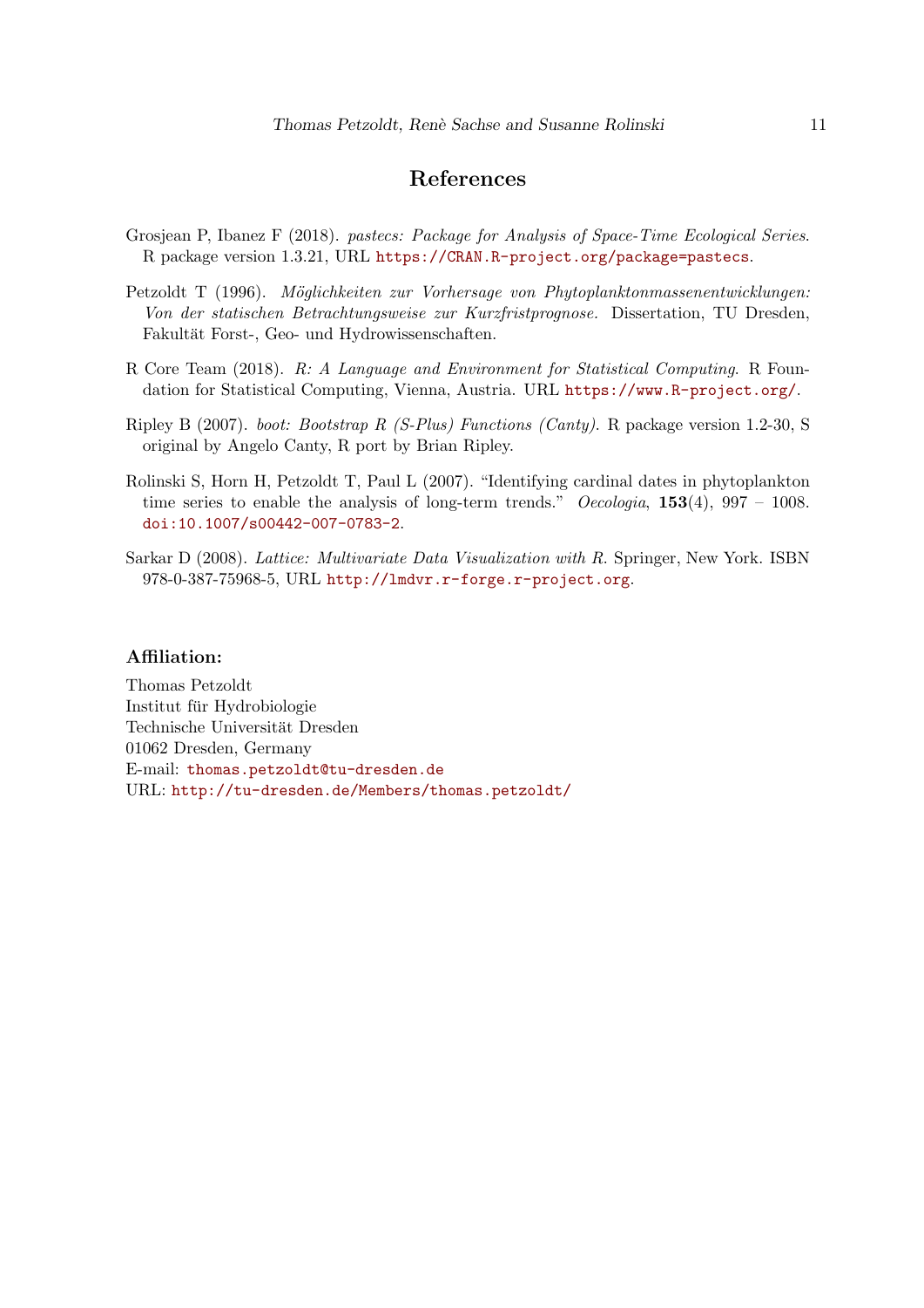## References

Grosjean P, Ibanez F (2018). *pastecs: Package for Analysis of Space-Time Ecological Series*. R package version 1.3.21, URL https://CRAN.R-project.org/package=pastecs.

Petzoldt T (1996). *Möglichkeiten zur Vorhersage von Phytoplanktonmassenentwicklungen: Von der statischen Betrachtungsweise zur Kurzfristprognose.* Dissertation, TU Dresden, Fakultät Forst-, Geo- und Hydrowissenschaften.

R Core Team (2018). *R: A Language and Environment for Statistical Computing*. R Foundation for Statistical Computing, Vienna, Austria. URL https://www.R-project.org/.

Ripley B (2007). *boot: Bootstrap R (S-Plus) Functions (Canty)*. R package version 1.2-30, S original by Angelo Canty, R port by Brian Ripley.

Rolinski S, Horn H, Petzoldt T, Paul L (2007). "Identifying cardinal dates in phytoplankton time series to enable the analysis of long-term trends." *Oecologia*, **153**(4), 997 – 1008. doi:10.1007/s00442-007-0783-2.

Sarkar D (2008). *Lattice: Multivariate Data Visualization with R*. Springer, New York. ISBN 978-0-387-75968-5, URL http://lmdvr.r-forge.r-project.org.

### Affiliation:

Thomas Petzoldt
Institut für Hydrobiologie
Technische Universität Dresden
01062 Dresden, Germany
E-mail: thomas.petzoldt@tu-dresden.de
URL: http://tu-dresden.de/Members/thomas.petzoldt/